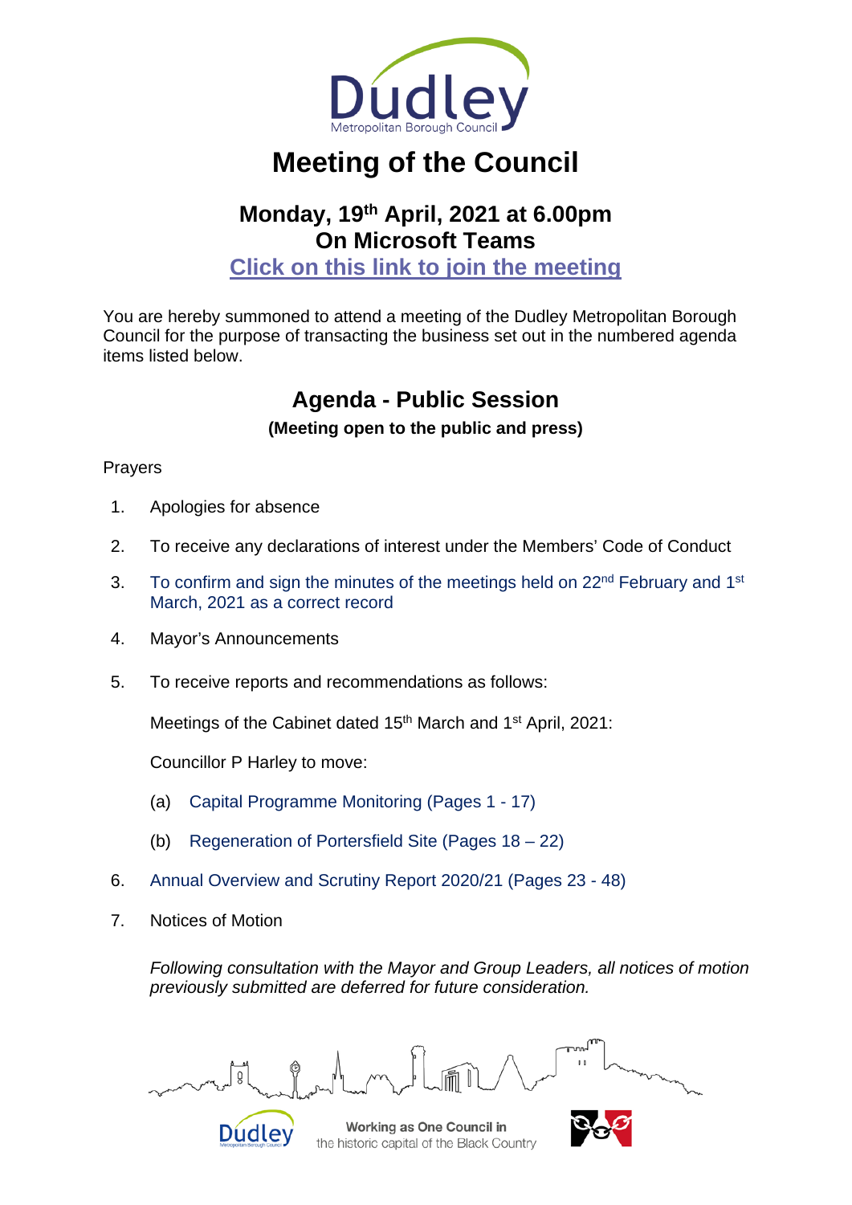# Meeting of the Council

## Monday, 19th April, 2021 at 6.00pm
## On Microsoft Teams

**Click on this link to join the meeting**

You are hereby summoned to attend a meeting of the Dudley Metropolitan Borough Council for the purpose of transacting the business set out in the numbered agenda items listed below.

## Agenda - Public Session

**(Meeting open to the public and press)**

Prayers

1. Apologies for absence

2. To receive any declarations of interest under the Members' Code of Conduct

3. To confirm and sign the minutes of the meetings held on 22nd February and 1st March, 2021 as a correct record

4. Mayor's Announcements

5. To receive reports and recommendations as follows:

   Meetings of the Cabinet dated 15th March and 1st April, 2021:

   Councillor P Harley to move:

   (a) Capital Programme Monitoring (Pages 1 - 17)

   (b) Regeneration of Portersfield Site (Pages 18 – 22)

6. Annual Overview and Scrutiny Report 2020/21 (Pages 23 - 48)

7. Notices of Motion

   *Following consultation with the Mayor and Group Leaders, all notices of motion previously submitted are deferred for future consideration.*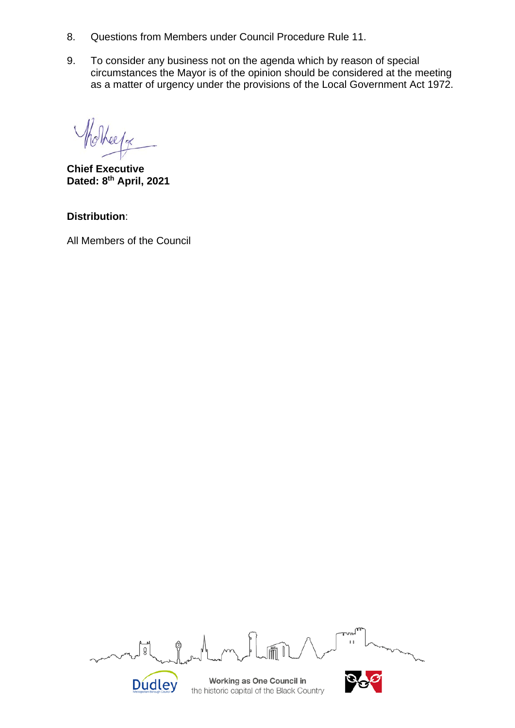8. Questions from Members under Council Procedure Rule 11.

9. To consider any business not on the agenda which by reason of special circumstances the Mayor is of the opinion should be considered at the meeting as a matter of urgency under the provisions of the Local Government Act 1972.

**Chief Executive**
**Dated: 8th April, 2021**

**Distribution**:

All Members of the Council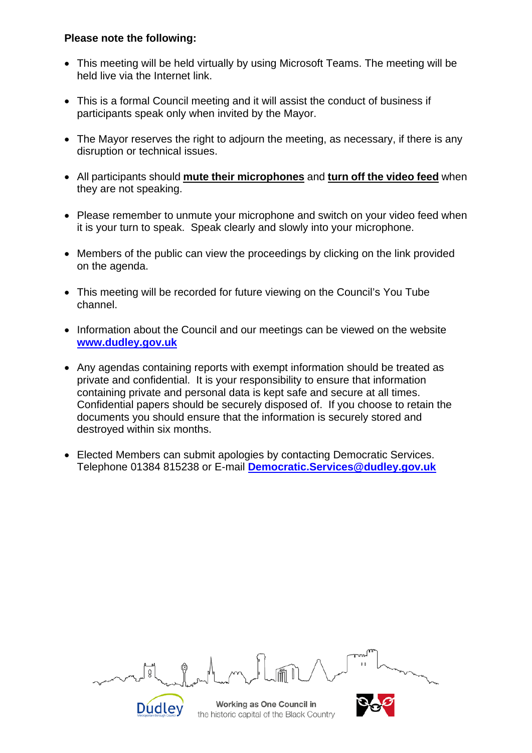**Please note the following:**

- This meeting will be held virtually by using Microsoft Teams. The meeting will be held live via the Internet link.

- This is a formal Council meeting and it will assist the conduct of business if participants speak only when invited by the Mayor.

- The Mayor reserves the right to adjourn the meeting, as necessary, if there is any disruption or technical issues.

- All participants should **mute their microphones** and **turn off the video feed** when they are not speaking.

- Please remember to unmute your microphone and switch on your video feed when it is your turn to speak. Speak clearly and slowly into your microphone.

- Members of the public can view the proceedings by clicking on the link provided on the agenda.

- This meeting will be recorded for future viewing on the Council's You Tube channel.

- Information about the Council and our meetings can be viewed on the website **www.dudley.gov.uk**

- Any agendas containing reports with exempt information should be treated as private and confidential. It is your responsibility to ensure that information containing private and personal data is kept safe and secure at all times. Confidential papers should be securely disposed of. If you choose to retain the documents you should ensure that the information is securely stored and destroyed within six months.

- Elected Members can submit apologies by contacting Democratic Services. Telephone 01384 815238 or E-mail **Democratic.Services@dudley.gov.uk**

Working as One Council in
the historic capital of the Black Country